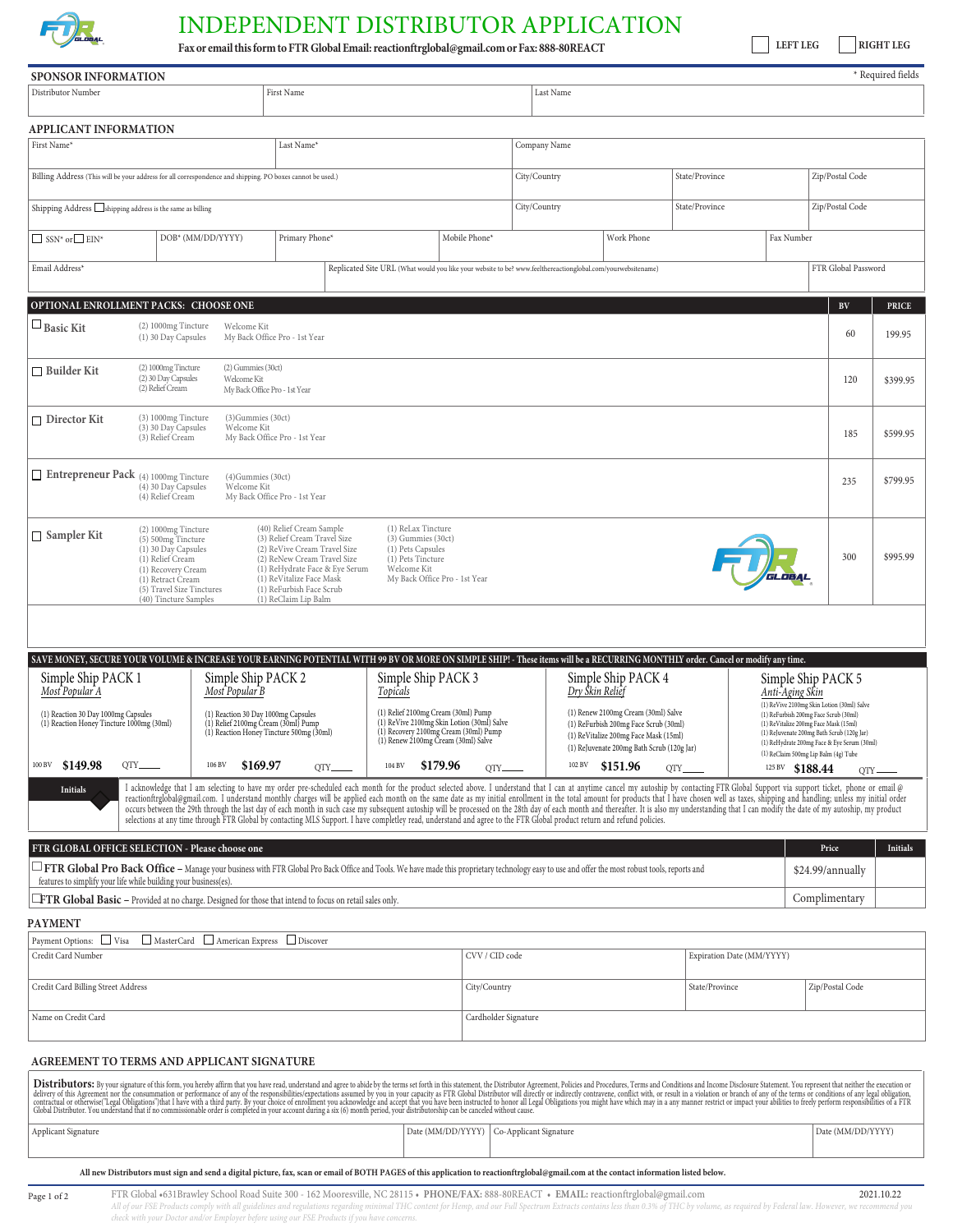# INDEPENDENT DISTRIBUTOR APPLICATION

**Fax or email this form to FTR Global Email: reactionftrglobal@gmail.com or Fax: 888-80REACT**

☐ LEFT LEG ☐ RIGHT LEG

## SPONSOR INFORMATION

\* Required fields

| Distributor Number | First Name | Last Name |
|---|---|---|
| | | |

## APPLICANT INFORMATION

| First Name* | Last Name* | Company Name | | |
|---|---|---|---|---|
| Billing Address (This will be your address for all correspondence and shipping. PO boxes cannot be used.) | | City/Country | State/Province | Zip/Postal Code |
| Shipping Address ☐ shipping address is the same as billing | | City/Country | State/Province | Zip/Postal Code |

| ☐ SSN* or ☐ EIN* | DOB* (MM/DD/YYYY) | Primary Phone* | Mobile Phone* | Work Phone | Fax Number |
|---|---|---|---|---|---|

| Email Address* | Replicated Site URL (What would you like your website to be? www.feelthereactionglobal.com/yourwebsitename) | FTR Global Password |
|---|---|---|

## OPTIONAL ENROLLMENT PACKS: CHOOSE ONE

| Pack | Contents | BV | PRICE |
|---|---|---|---|
| ☐ **Basic Kit** | (2) 1000mg Tincture, (1) 30 Day Capsules, Welcome Kit, My Back Office Pro - 1st Year | 60 | 199.95 |
| ☐ **Builder Kit** | (2) 1000mg Tincture, (2) 30 Day Capsules, (2) Relief Cream, (2) Gummies (30ct), Welcome Kit, My Back Office Pro - 1st Year | 120 | $399.95 |
| ☐ **Director Kit** | (3) 1000mg Tincture, (3) 30 Day Capsules, (3) Relief Cream, (3)Gummies (30ct), Welcome Kit, My Back Office Pro - 1st Year | 185 | $599.95 |
| ☐ **Entrepreneur Pack** | (4) 1000mg Tincture, (4) 30 Day Capsules, (4) Relief Cream, (4)Gummies (30ct), Welcome Kit, My Back Office Pro - 1st Year | 235 | $799.95 |
| ☐ **Sampler Kit** | (2) 1000mg Tincture, (5) 500mg Tincture, (1) 30 Day Capsules, (1) Relief Cream, (1) Recovery Cream, (1) Retract Cream, (5) Travel Size Tinctures, (40) Tincture Samples, (40) Relief Cream Sample, (3) Relief Cream Travel Size, (2) ReVive Cream Travel Size, (2) ReNew Cream Travel Size, (1) ReHydrate Face & Eye Serum, (1) ReVitalize Face Mask, (1) ReFurbish Face Scrub, (1) ReClaim Lip Balm, (1) ReLax Tincture, (3) Gummies (30ct), (1) Pets Capsules, (1) Pets Tincture, Welcome Kit, My Back Office Pro - 1st Year | 300 | $995.95 |

**SAVE MONEY, SECURE YOUR VOLUME & INCREASE YOUR EARNING POTENTIAL WITH 99 BV OR MORE ON SIMPLE SHIP! - These items will be a RECURRING MONTHLY order. Cancel or modify any time.**

| Simple Ship PACK 1 *Most Popular A* | Simple Ship PACK 2 *Most Popular B* | Simple Ship PACK 3 *Topicals* | Simple Ship PACK 4 *Dry Skin Relief* | Simple Ship PACK 5 *Anti-Aging Skin* |
|---|---|---|---|---|
| (1) Reaction 30 Day 1000mg Capsules<br>(1) Reaction Honey Tincture 1000mg (30ml) | (1) Reaction 30 Day 1000mg Capsules<br>(1) Relief 2100mg Cream (30ml) Pump<br>(1) Reaction Honey Tincture 500mg (30ml) | (1) Relief 2100mg Cream (30ml) Pump<br>(1) ReVive 2100mg Skin Lotion (30ml) Salve<br>(1) Recovery 2100mg Cream (30ml) Pump<br>(1) Renew 2100mg Cream (30ml) Salve | (1) Renew 2100mg Cream (30ml) Salve<br>(1) ReFurbish 200mg Face Scrub (30ml)<br>(1) ReVitalize 200mg Face Mask (15ml)<br>(1) ReJuvenate 200mg Bath Scrub (120g Jar) | (1) ReVive 2100mg Skin Lotion (30ml) Salve<br>(1) ReFurbish 200mg Face Scrub (30ml)<br>(1) ReVitalize 200mg Face Mask (15ml)<br>(1) ReJuvenate 200mg Bath Scrub (120g Jar)<br>(1) ReHydrate 200mg Face & Eye Serum (30ml)<br>(1) ReClaim 500mg Lip Balm (4g) Tube |
| 100 BV **$149.98** QTY____ | 106 BV **$169.97** QTY____ | 104 BV **$179.96** QTY____ | 102 BV **$151.96** QTY____ | 125 BV **$188.44** QTY____ |

**Initials** I acknowledge that I am selecting to have my order pre-scheduled each month for the product selected above. I understand that I can at anytime cancel my autoship by contacting FTR Global Support via support ticket, phone or email @ reactionftrglobal@gmail.com. I understand monthly charges will be applied each month on the same date as my initial enrollment in the total amount for products that I have chosen well as taxes, shipping and handling; unless my initial order occurs between the 29th through the last day of each month in such case my subsequent autoship will be processed on the 28th day of each month and thereafter. It is also my understanding that I can modify the date of my autoship, my product selections at any time through FTR Global by contacting MLS Support. I have completley read, understand and agree to the FTR Global product return and refund policies.

## FTR GLOBAL OFFICE SELECTION - Please choose one

| Option | Price | Initials |
|---|---|---|
| ☐ **FTR Global Pro Back Office** – Manage your business with FTR Global Pro Back Office and Tools. We have made this proprietary technology easy to use and offer the most robust tools, reports and features to simplify your life while building your business(es). | $24.99/annually | |
| ☐ **FTR Global Basic** – Provided at no charge. Designed for those that intend to focus on retail sales only. | Complimentary | |

## PAYMENT

Payment Options: ☐ Visa ☐ MasterCard ☐ American Express ☐ Discover

| Credit Card Number | CVV / CID code | Expiration Date (MM/YYYY) | |
|---|---|---|---|
| Credit Card Billing Street Address | City/Country | State/Province | Zip/Postal Code |
| Name on Credit Card | Cardholder Signature | | |

## AGREEMENT TO TERMS AND APPLICANT SIGNATURE

**Distributors:** By your signature of this form, you hereby affirm that you have read, understand and agree to abide by the terms set forth in this statement, the Distributor Agreement, Policies and Procedures, Terms and Conditions and Income Disclosure Statement. You represent that neither the execution or delivery of this Agreement nor the consummation or performance of any of the responsibilities/expectations assumed by you in your capacity as FTR Global Distributor will directly or indirectly contravene, conflict with, or result in a violation or branch of any of the terms or conditions of any legal obligation, contractual or otherwise("Legal Obligations")that I have with a third party. By your choice of enrollment you acknowledge and accept that you have been instructed to honor all Legal Obligations you might have which may in a any manner restrict or impact your abilities to freely perform responsibilities of a FTR Global Distributor. You understand that if no commissionable order is completed in your account during a six (6) month period, your distributorship can be canceled without cause.

| Applicant Signature | Date (MM/DD/YYYY) | Co-Applicant Signature | Date (MM/DD/YYYY) |
|---|---|---|---|

**All new Distributors must sign and send a digital picture, fax, scan or email of BOTH PAGES of this application to reactionftrglobal@gmail.com at the contact information listed below.**

FTR Global •631Brawley School Road Suite 300 - 162 Mooresville, NC 28115 • **PHONE/FAX:** 888-80REACT • **EMAIL:** reactionftrglobal@gmail.com 2021.10.22

*All of our FSE Products comply with all guidelines and regulations regarding minimal THC content for Hemp, and our Full Spectrum Extracts contains less than 0.3% of THC by volume, as required by Federal law. However, we recommend you check with your Doctor and/or Employer before using our FSE Products if you have concerns.*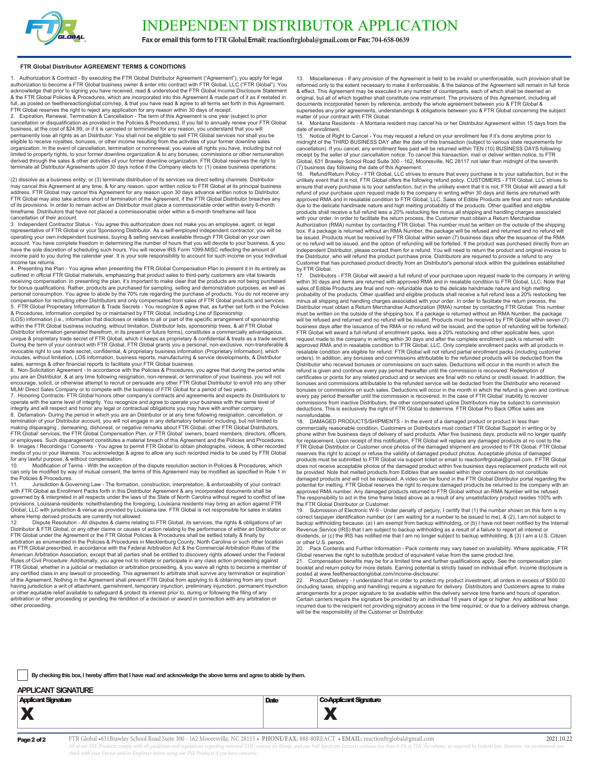# INDEPENDENT DISTRIBUTOR APPLICATION

**Fax or email this form to FTR Global Email: reactionftrglobal@gmail.com or Fax: 704-658-0639**

**FTR Global Distributor AGREEMENT TERMS & CONDITIONS**

1. Authorization & Contract - By executing the FTR Global Distributor Agreement ("Agreement"), you apply for legal authorization to become a FTR Global business owner & enter into contract with FTR Global, LLC ("FTR Global"). You acknowledge that prior to signing you have received, read & understood the FTR Global Income Disclosure Statement & the FTR Global Policies & Procedures, which are incorporated into this Agreement & made part of it as if restated in full, as posted on feelthereactionglobal.com/rep, & that you have read & agree to all terms set forth in this Agreement. FTR Global reserves the right to reject any application for any reason within 30 days of receipt.

2. Expiration, Renewal, Termination & Cancellation - The term of this Agreement is one year (subject to prior cancellation or disqualification as provided in the Policies & Procedures). If you fail to annually renew your FTR Global business, at the cost of $24.99, or if it is canceled or terminated for any reason, you understand that you will permanently lose all rights as an Distributor. You shall not be eligible to sell FTR Global services nor shall you be eligible to receive royalties, bonuses, or other income resulting from the activities of your former downline sales organization. In the event of cancellation, termination or nonrenewal, you waive all rights you have, including but not limited to property rights, to your former downline organization & to any bonuses, commissions or other remuneration derived through the sales & other activities of your former downline organization. FTR Global reserves the right to terminate all Distributor Agreements upon 30 days notice if the Company elects to: (1) cease business operations; (2) dissolve as a business entity; or (3) terminate distribution of its services via direct selling channels. Distributor may cancel this Agreement at any time, & for any reason, upon written notice to FTR Global at its principal business address. FTR Global may cancel this Agreement for any reason upon 30 days advance written notice to Distributor. FTR Global may also take actions short of termination of the Agreement, if the FTR Global Distributor breaches any of its provisions. In order to remain active an Distributor must place a commissionable order within every 6-month timeframe. Distributors that have not placed a commissionable order within a 6-month timeframe will face cancellation of their account.

3. Independent Contractor Status - You agree this authorization does not make you an employee, agent, or legal representative of FTR Global or your Sponsoring Distributor. As a self-employed independent contractor, you will be operating your own independent business, buying & selling services available through FTR Global on your own account. You have complete freedom in determining the number of hours that you will devote to your business, & you have the sole discretion of scheduling such hours. You will receive IRS Form 1099-MISC reflecting the amount of income paid to you during the calendar year. It is your sole responsibility to account for such income on your individual income tax returns.

4. Presenting the Plan - You agree when presenting the FTR Global Compensation Plan to present it in its entirety as outlined in official FTR Global materials, emphasizing that product sales to third-party customers are vital towards receiving compensation. In presenting the plan, it's important to make clear that the products are not being purchased for bonus qualifications. Rather, products are purchased for sampling, selling and demonstration purposes, as well as personal consumption. You agree to abide by the 70% rule regarding the purchase of products. You do not receive any compensation for recruiting other Distributors and only compensated from sales of FTR Global products and services.

5. FTR Global Proprietary Information & Trade Secrets - You recognize & agree that, as further set forth in the Policies & Procedures, information compiled by or maintained by FTR Global, including Line of Sponsorship (LOS) information (i.e., information that discloses or relates to all or part of the specific arrangement of sponsorship within the FTR Global business including, without limitation, Distributor lists, sponsorship trees, & all FTR Global Distributor information generated therefrom, in its present or future forms), constitutes a commercially advantageous, unique & proprietary trade secret of FTR Global, which it keeps as proprietary & confidential & treats as a trade secret. During the term of your contract with FTR Global, FTR Global grants you a personal, non-exclusive, non-transferable & revocable right to use trade secret, confidential, & proprietary business information (Proprietary Information), which includes, without limitation, LOS information, business reports, manufacturing & service developments, & Distributor sales, earnings & other financial reports to facilitate your FTR Global business.

6. Non-Solicitation Agreement - In accordance with the Policies & Procedures, you agree that during the period while you are an Distributor, & at any time following resignation, non-renewal, or termination of your business, you will not encourage, solicit, or otherwise attempt to recruit or persuade any other FTR Global Distributor to enroll into any other MLM/ Direct Sales Company or to compete with the business of FTR Global for a period of two years.

7. Honoring Contracts- FTR Global honors other company's contracts and agreements and expects its Distributors to operate with the same level of integrity. You recognize and agree to operate your business with the same level of integrity and will respect and honor any legal or contractual obligations you may have with another company.

8. Defamation- During the period in which you are an Distributor or at any time following resignation, cancellation, or termination of your Distributor account, you will not engage in any defamatory behavior including, but not limited to making disparaging , demeaning, dishonest, or negative remarks about FTR Global, other FTR Global Distributors, FTR Global' services, the FTR Global Compensation Plan, or FTR Global' owners, board members, directors, officers, or employees. Such disparagement constitutes a material breach of this Agreement and the Policies and Procedures.

9. Images / Recordings / Consents - You agree to permit FTR Global to obtain photographs, videos, & other recorded media of you or your likeness. You acknowledge & agree to allow any such recorded media to be used by FTR Global for any lawful purpose, & without compensation.

10. Modification of Terms - With the exception of the dispute resolution section in Policies & Procedures, which can only be modified by way of mutual consent, the terms of this Agreement may be modified as specified in Rule 1 in the Policies & Procedures.

11. Jurisdiction & Governing Law - The formation, construction, interpretation, & enforceability of your contract with FTR Global as Enrollment Packs forth in this Distributor Agreement & any incorporated documents shall be governed by & interpreted in all respects under the laws of the State of North Carolina without regard to conflict of law provisions. Louisiana residents: notwithstanding the foregoing, Louisiana residents may bring an action against FTR Global, LLC with jurisdiction & venue as provided by Louisiana law. FTR Global is not responsible for sales in states where Hemp derived products are currently not allowed.

12. Dispute Resolution - All disputes & claims relating to FTR Global, its services, the rights & obligations of an Distributor & FTR Global, or any other claims or causes of action relating to the performance of either an Distributor or FTR Global under the Agreement or the FTR Global Policies & Procedures shall be settled totally & finally by arbitration as enumerated in the Policies & Procedures in Mecklenburg County, North Carolina or such other location as FTR Global prescribed, in accordance with the Federal Arbitration Act & the Commercial Arbitration Rules of the American Arbitration Association, except that all parties shall be entitled to discovery rights allowed under the Federal Rules of Civil Procedure. Additionally, you agree not to initiate or participate in any class action proceeding against FTR Global, whether in a judicial or mediation or arbitration proceeding, & you waive all rights to become a member of any certified class in any lawsuit or proceeding. This agreement to arbitrate shall survive any termination or expiration of the Agreement. Nothing in the Agreement shall prevent FTR Global from applying to & obtaining from any court having jurisdiction a writ of attachment, garnishment, temporary injunction, preliminary injunction, permanent injunction or other equitable relief available to safeguard & protect its interest prior to, during or following the filing of any arbitration or other proceeding or pending the rendition of a decision or award in connection with any arbitration or other proceeding.

13. Miscellaneous - If any provision of the Agreement is held to be invalid or unenforceable, such provision shall be reformed only to the extent necessary to make it enforceable, & the balance of the Agreement will remain in full force & effect. This Agreement may be executed in any number of counterparts, each of which shall be deemed an original, but all of which together shall constitute one instrument. The provisions of this Agreement, including all documents incorporated herein by reference, embody the whole agreement between you & FTR Global & supersedes any prior agreements, understandings & obligations between you & FTR Global concerning the subject matter of your contract with FTR Global.

14. Montana Residents - A Montana resident may cancel his or her Distributor Agreement within 15 days from the date of enrollment.

15. Notice of Right to Cancel - You may request a refund on your enrollment fee if it's done anytime prior to midnight of the THIRD BUSINESS DAY after the date of this transaction (subject to various state requirements for cancellation). If you cancel, any enrollment fees paid will be returned within TEN (10) BUSINESS DAYS following receipt by the seller of your cancellation notice. To cancel this transaction, mail or deliver written notice, to FTR Global, 631 Brawley School Road Suite 300 - 162, Mooresville, NC 28117 not later than midnight of the seventh (7) business day following the date of this Agreement.

16. Refund/Return Policy - FTR Global, LLC strives to ensure that every purchase is to your satisfaction, but in the unlikely event that it is not, FTR Global offers the following refund policy. CUSTOMERS - FTR Global, LLC strives to ensure that every purchase is to your satisfaction, but in the unlikely event that it is not, FTR Global will award a full refund of your purchase upon request made to the company in writing within 30 days and items are returned with approved RMA and in resalable condition to FTR Global, LLC. Sales of Edible Products are final and non- refundable due to the delicate handmade nature and high melting probability of the products. Other qualified and eligible products shall receive a full refund less a 20% restocking fee minus all shipping and handling charges associated with your order. In order to facilitate the return process, the Customer must obtain a Return Merchandise Authorization (RMA) number by contacting FTR Global. This number must be written on the outside of the shipping box. If a package is returned without an RMA Number, the package will be refused and returned and no refund will be issued. Products must be received by FTR Global within seven (7) business days after the issuance of the RMA or no refund will be issued, and the option of refunding will be forfeited. If the product was purchased directly from an Independent Distributor, please contact them for a refund. You will need to return the product and original invoice to the Distributor, who will refund the product purchase price. Distributors are required to provide a refund to any Customer that has purchased product directly from an Distributor's personal stock within the guidelines established by FTR Global.

17. Distributors - FTR Global will award a full refund of your purchase upon request made to the company in writing within 30 days and items are returned with approved RMA and in resalable condition to FTR Global, LLC. Note that sales of Edible Products are final and non- refundable due to the delicate handmade nature and high melting probability of the products. Other qualified and eligible products shall receive a full refund less a 20% restocking fee minus all shipping and handling charges associated with your order. In order to facilitate the return process, the Distributor must obtain a Return Merchandise Authorization (RMA) number by contacting FTR Global. This number must be written on the outside of the shipping box. If a package is returned without an RMA Number, the package will be refused and returned and no refund will be issued. Products must be received by FTR Global within seven (7) business days after the issuance of the RMA or no refund will be issued, and the option of refunding will be forfeited. FTR Global will award a full refund of enrollment packs, less a 20% restocking and other applicable fees, upon request made to the company in writing within 30 days and after the complete enrollment pack is returned with approved RMA and in resalable condition to FTR Global, LLC. Only complete enrollment packs with all products in resalable condition are eligible for refund. FTR Global will not refund partial enrollment packs (including customer orders). In addition, any bonuses and commissions attributable to the refunded products will be deducted from the Distributor who received bonuses or commissions on such sales. Deductions will occur in the month in which the refund is given and continue every pay period thereafter until the commission is recovered. Redemption of certificates or points for any related product and or services are final with no refund or credit issued. In addition, the bonuses and commissions attributable to the refunded service will be deducted from the Distributor who received bonuses or commissions on such sales. Deductions will occur in the month in which the refund is given and continue every pay period thereafter until the commission is recovered. In the case of FTR Global' inability to recover commissions from inactive Distributors, the other compensated upline Distributors may be subject to commission deductions. This is exclusively the right of FTR Global to determine. FTR Global Pro Back Office sales are nonrefundable.

18. DAMAGED PRODUCTS/SHIPMENTS - In the event of a damaged product or product in less than commercially reasonable condition, Customers or Distributors must contact FTR Global Support in writing or by phone within five business days of delivery of said products. After five business days, products will no longer qualify for replacement. Upon receipt of this notification, FTR Global will replace any damaged products at no cost to the FTR Global Distributor or Customer once photos of the damaged shipment are provided to FTR Global. FTR Global reserves the right to accept or refuse the validity of damaged product photos. Acceptable photos of damaged products must be submitted to FTR Global via support ticket or email to reactionftrglobal@gmail.com. If FTR Global does not receive acceptable photos of the damaged product within five business days replacement products will not be provided. Note that melted products from Edibles that are sealed within their containers do not constitute damaged products and will not be replaced. A video can be found in the FTR Global Distributor portal regarding the potential for melting. FTR Global reserves the right to require damaged products be returned to the company with an approved RMA number. Any damaged products returned to FTR Global without an RMA Number will be refused. The responsibility to act in the time frame listed above as a result of any unsatisfactory product resides 100% with the FTR Global Distributor or Customer.

19. Submission of Electronic W-9 - Under penalty of perjury, I certify that (1) the number shown on this form is my correct taxpayer identification number (or I am waiting for a number to be issued to me), & (2), I am not subject to backup withholding because: (a) I am exempt from backup withholding, or (b) I have not been notified by the Internal Revenue Service (IRS) that I am subject to backup withholding as a result of a failure to report all interest or dividends, or (c) the IRS has notified me that I am no longer subject to backup withholding, & (3) I am a U.S. Citizen or other U.S. person.

20. Pack Contents and Further Information - Pack contents may vary based on availability. Where applicable, FTR Global reserves the right to substitute product of equivalent value from the same product line.

21. Compensation benefits may be for a limited time and further qualifications apply. See the compensation plan booklet and return policy for more details. Earning potential is strictly based on individual effort. Income disclosure is posted at www.feelthereactionglobal.com/income-disclosure/.

22. Product Delivery - I understand that in order to protect my product investment, all orders in excess of $500.00 (including taxes, shipping and handling) require a signature for delivery. Distributors and Customers agree to make arrangements for a proper signature to be available within the delivery service time frame and hours of operation. Certain carriers require the signature be provided by an individual 18 years of age or higher. Any additional fees incurred due to the recipient not providing signatory access in the time required, or due to a delivery address change, will be the responsibility of the Customer or Distributor.

☐ **By checking this box, I hereby affirm that I have read and acknowledge the above terms and agree to abide by them.**

**APPLICANT SIGNATURE**

| Applicant Signature | Date | Co-Applicant Signature |
|---|---|---|
| X | | X |

FTR Global • 631 Brawley School Road Suite 300 - 162 Mooresville, NC 28115 • PHONE/FAX: 888-80REACT • EMAIL: reactionftrglobal@gmail.com 2021.10.22

*All of our FSE Products comply with all guidelines and regulations regarding minimal THC content for Hemp, and our Full Spectrum Extracts contains less than 0.3% of THC by volume, as required by Federal law. However, we recommend you check with your Doctor and/or Employer before using our FSE Products if you have concerns.*